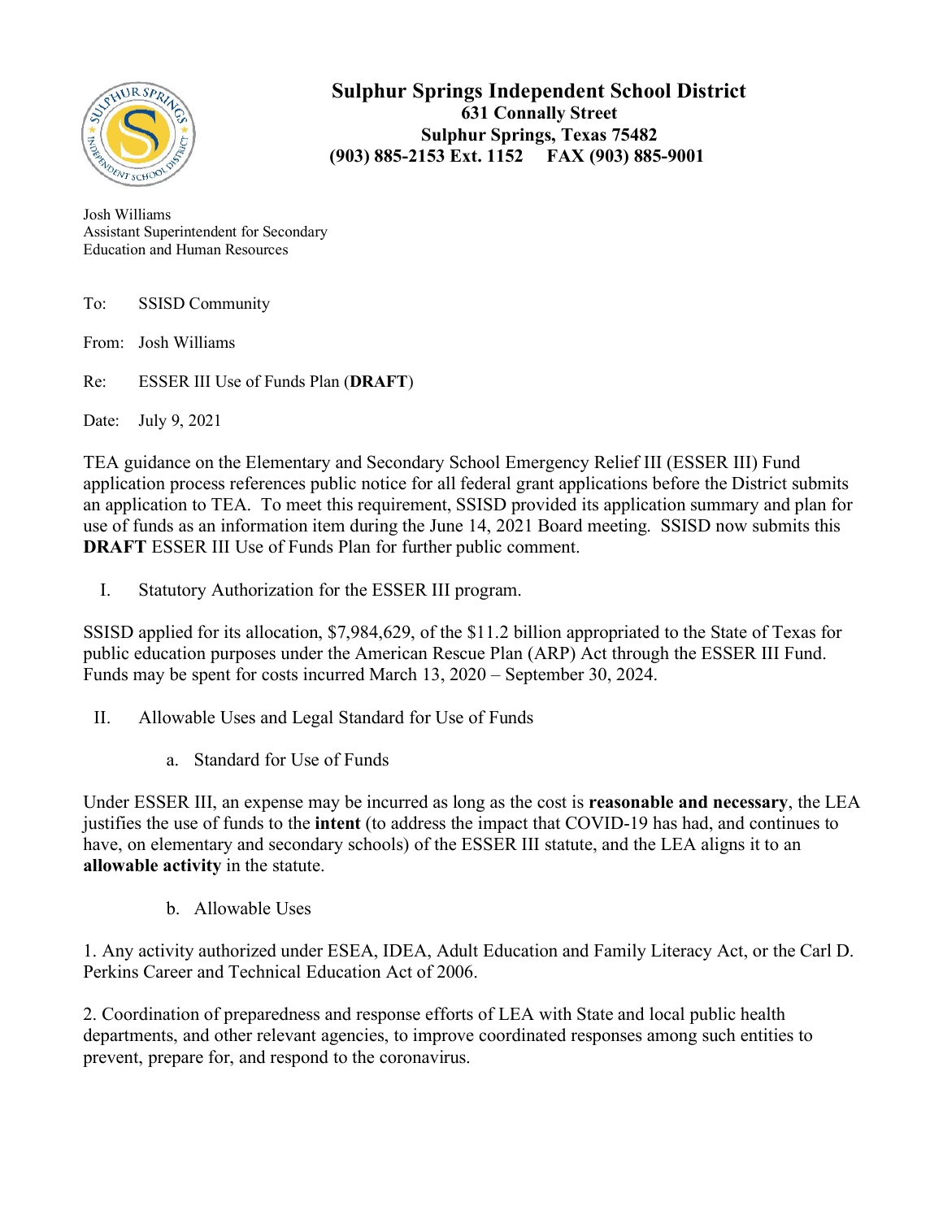# Sulphur Springs Independent School District

**631 Connally Street**
**Sulphur Springs, Texas 75482**
**(903) 885-2153 Ext. 1152     FAX (903) 885-9001**

Josh Williams
Assistant Superintendent for Secondary Education and Human Resources

To: SSISD Community

From: Josh Williams

Re: ESSER III Use of Funds Plan (**DRAFT**)

Date: July 9, 2021

TEA guidance on the Elementary and Secondary School Emergency Relief III (ESSER III) Fund application process references public notice for all federal grant applications before the District submits an application to TEA. To meet this requirement, SSISD provided its application summary and plan for use of funds as an information item during the June 14, 2021 Board meeting. SSISD now submits this **DRAFT** ESSER III Use of Funds Plan for further public comment.

I. Statutory Authorization for the ESSER III program.

SSISD applied for its allocation, $7,984,629, of the $11.2 billion appropriated to the State of Texas for public education purposes under the American Rescue Plan (ARP) Act through the ESSER III Fund. Funds may be spent for costs incurred March 13, 2020 – September 30, 2024.

II. Allowable Uses and Legal Standard for Use of Funds

a. Standard for Use of Funds

Under ESSER III, an expense may be incurred as long as the cost is **reasonable and necessary**, the LEA justifies the use of funds to the **intent** (to address the impact that COVID-19 has had, and continues to have, on elementary and secondary schools) of the ESSER III statute, and the LEA aligns it to an **allowable activity** in the statute.

b. Allowable Uses

1. Any activity authorized under ESEA, IDEA, Adult Education and Family Literacy Act, or the Carl D. Perkins Career and Technical Education Act of 2006.

2. Coordination of preparedness and response efforts of LEA with State and local public health departments, and other relevant agencies, to improve coordinated responses among such entities to prevent, prepare for, and respond to the coronavirus.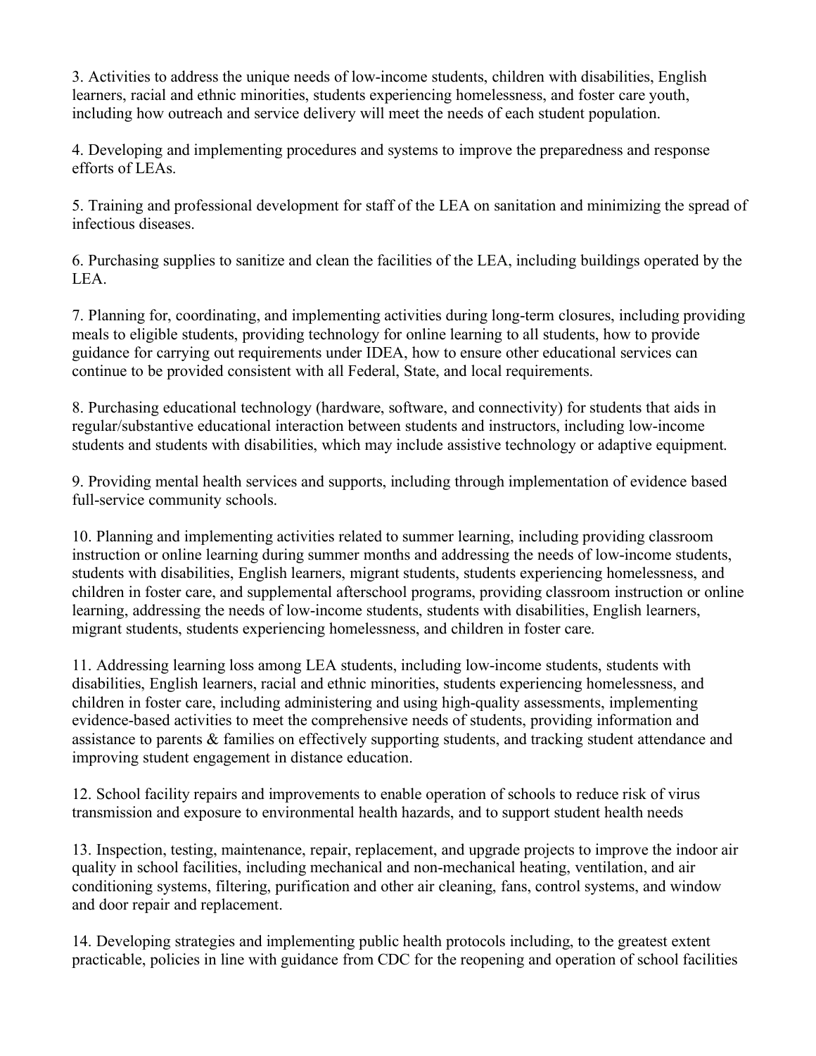3. Activities to address the unique needs of low-income students, children with disabilities, English learners, racial and ethnic minorities, students experiencing homelessness, and foster care youth, including how outreach and service delivery will meet the needs of each student population.

4. Developing and implementing procedures and systems to improve the preparedness and response efforts of LEAs.

5. Training and professional development for staff of the LEA on sanitation and minimizing the spread of infectious diseases.

6. Purchasing supplies to sanitize and clean the facilities of the LEA, including buildings operated by the LEA.

7. Planning for, coordinating, and implementing activities during long-term closures, including providing meals to eligible students, providing technology for online learning to all students, how to provide guidance for carrying out requirements under IDEA, how to ensure other educational services can continue to be provided consistent with all Federal, State, and local requirements.

8. Purchasing educational technology (hardware, software, and connectivity) for students that aids in regular/substantive educational interaction between students and instructors, including low-income students and students with disabilities, which may include assistive technology or adaptive equipment.

9. Providing mental health services and supports, including through implementation of evidence based full-service community schools.

10. Planning and implementing activities related to summer learning, including providing classroom instruction or online learning during summer months and addressing the needs of low-income students, students with disabilities, English learners, migrant students, students experiencing homelessness, and children in foster care, and supplemental afterschool programs, providing classroom instruction or online learning, addressing the needs of low-income students, students with disabilities, English learners, migrant students, students experiencing homelessness, and children in foster care.

11. Addressing learning loss among LEA students, including low-income students, students with disabilities, English learners, racial and ethnic minorities, students experiencing homelessness, and children in foster care, including administering and using high-quality assessments, implementing evidence-based activities to meet the comprehensive needs of students, providing information and assistance to parents & families on effectively supporting students, and tracking student attendance and improving student engagement in distance education.

12. School facility repairs and improvements to enable operation of schools to reduce risk of virus transmission and exposure to environmental health hazards, and to support student health needs

13. Inspection, testing, maintenance, repair, replacement, and upgrade projects to improve the indoor air quality in school facilities, including mechanical and non-mechanical heating, ventilation, and air conditioning systems, filtering, purification and other air cleaning, fans, control systems, and window and door repair and replacement.

14. Developing strategies and implementing public health protocols including, to the greatest extent practicable, policies in line with guidance from CDC for the reopening and operation of school facilities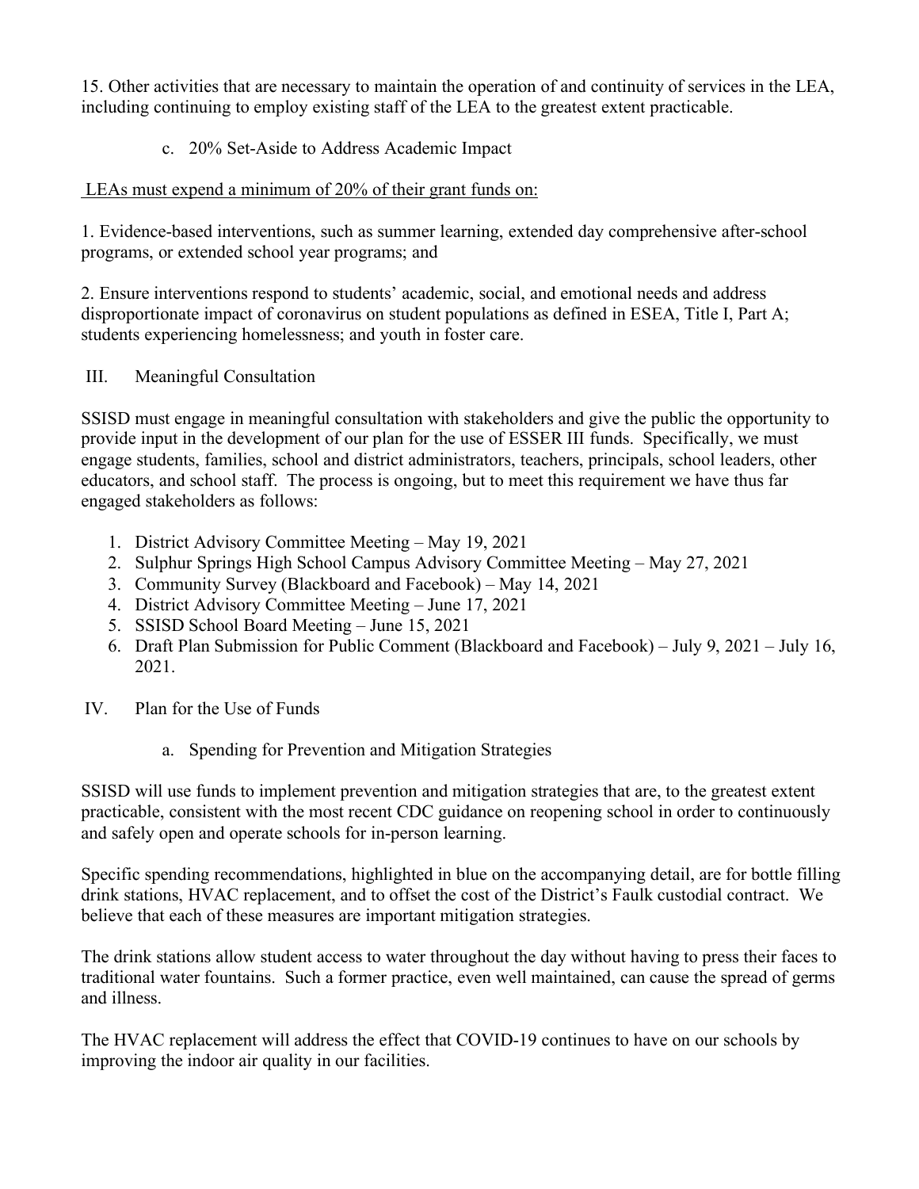15. Other activities that are necessary to maintain the operation of and continuity of services in the LEA, including continuing to employ existing staff of the LEA to the greatest extent practicable.

### c. 20% Set-Aside to Address Academic Impact

<u>LEAs must expend a minimum of 20% of their grant funds on:</u>

1. Evidence-based interventions, such as summer learning, extended day comprehensive after-school programs, or extended school year programs; and

2. Ensure interventions respond to students' academic, social, and emotional needs and address disproportionate impact of coronavirus on student populations as defined in ESEA, Title I, Part A; students experiencing homelessness; and youth in foster care.

## III. Meaningful Consultation

SSISD must engage in meaningful consultation with stakeholders and give the public the opportunity to provide input in the development of our plan for the use of ESSER III funds. Specifically, we must engage students, families, school and district administrators, teachers, principals, school leaders, other educators, and school staff. The process is ongoing, but to meet this requirement we have thus far engaged stakeholders as follows:

1. District Advisory Committee Meeting – May 19, 2021
2. Sulphur Springs High School Campus Advisory Committee Meeting – May 27, 2021
3. Community Survey (Blackboard and Facebook) – May 14, 2021
4. District Advisory Committee Meeting – June 17, 2021
5. SSISD School Board Meeting – June 15, 2021
6. Draft Plan Submission for Public Comment (Blackboard and Facebook) – July 9, 2021 – July 16, 2021.

## IV. Plan for the Use of Funds

### a. Spending for Prevention and Mitigation Strategies

SSISD will use funds to implement prevention and mitigation strategies that are, to the greatest extent practicable, consistent with the most recent CDC guidance on reopening school in order to continuously and safely open and operate schools for in-person learning.

Specific spending recommendations, highlighted in blue on the accompanying detail, are for bottle filling drink stations, HVAC replacement, and to offset the cost of the District's Faulk custodial contract. We believe that each of these measures are important mitigation strategies.

The drink stations allow student access to water throughout the day without having to press their faces to traditional water fountains. Such a former practice, even well maintained, can cause the spread of germs and illness.

The HVAC replacement will address the effect that COVID-19 continues to have on our schools by improving the indoor air quality in our facilities.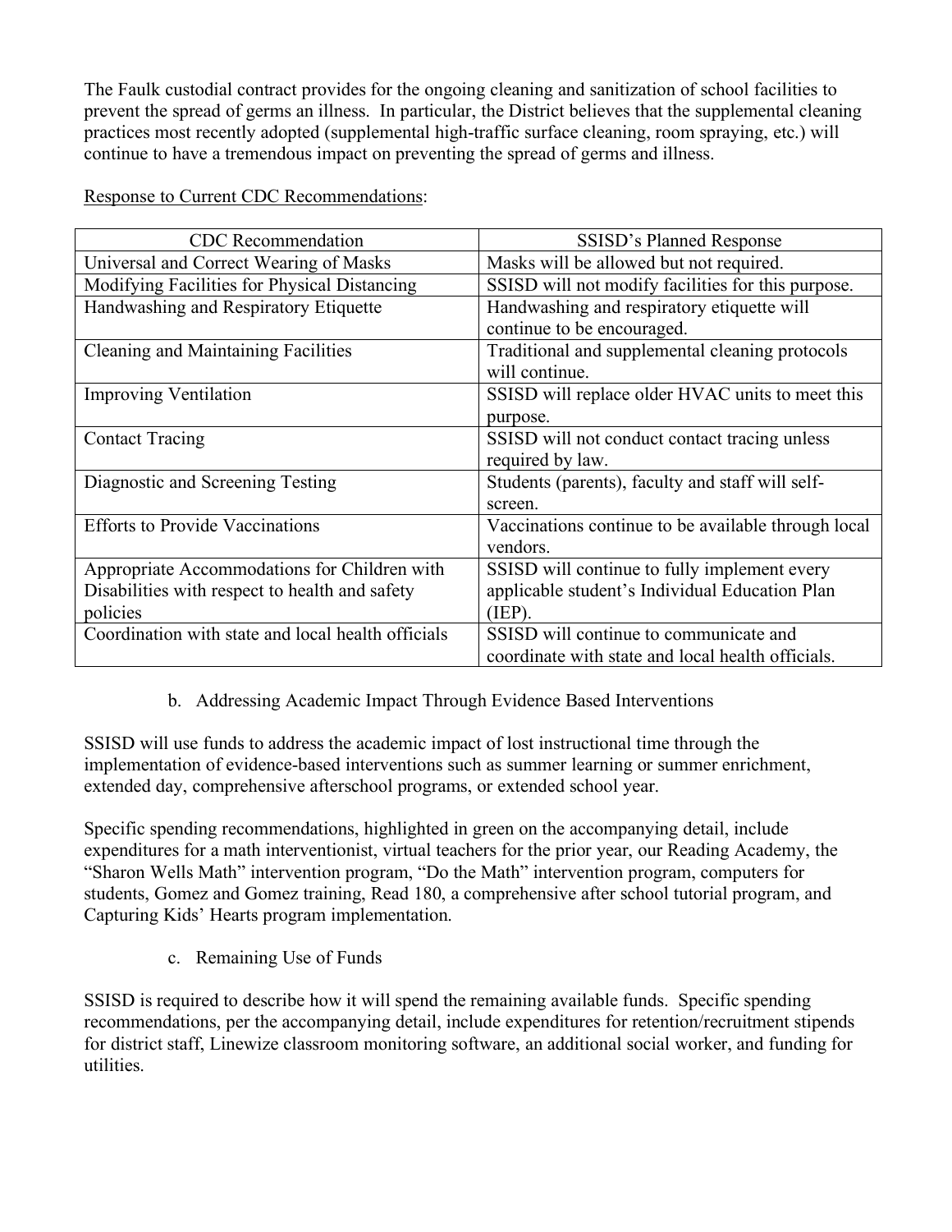The Faulk custodial contract provides for the ongoing cleaning and sanitization of school facilities to prevent the spread of germs an illness. In particular, the District believes that the supplemental cleaning practices most recently adopted (supplemental high-traffic surface cleaning, room spraying, etc.) will continue to have a tremendous impact on preventing the spread of germs and illness.

Response to Current CDC Recommendations:

| CDC Recommendation | SSISD's Planned Response |
|---|---|
| Universal and Correct Wearing of Masks | Masks will be allowed but not required. |
| Modifying Facilities for Physical Distancing | SSISD will not modify facilities for this purpose. |
| Handwashing and Respiratory Etiquette | Handwashing and respiratory etiquette will continue to be encouraged. |
| Cleaning and Maintaining Facilities | Traditional and supplemental cleaning protocols will continue. |
| Improving Ventilation | SSISD will replace older HVAC units to meet this purpose. |
| Contact Tracing | SSISD will not conduct contact tracing unless required by law. |
| Diagnostic and Screening Testing | Students (parents), faculty and staff will self-screen. |
| Efforts to Provide Vaccinations | Vaccinations continue to be available through local vendors. |
| Appropriate Accommodations for Children with Disabilities with respect to health and safety policies | SSISD will continue to fully implement every applicable student's Individual Education Plan (IEP). |
| Coordination with state and local health officials | SSISD will continue to communicate and coordinate with state and local health officials. |

b. Addressing Academic Impact Through Evidence Based Interventions

SSISD will use funds to address the academic impact of lost instructional time through the implementation of evidence-based interventions such as summer learning or summer enrichment, extended day, comprehensive afterschool programs, or extended school year.

Specific spending recommendations, highlighted in green on the accompanying detail, include expenditures for a math interventionist, virtual teachers for the prior year, our Reading Academy, the "Sharon Wells Math" intervention program, "Do the Math" intervention program, computers for students, Gomez and Gomez training, Read 180, a comprehensive after school tutorial program, and Capturing Kids' Hearts program implementation.

c. Remaining Use of Funds

SSISD is required to describe how it will spend the remaining available funds. Specific spending recommendations, per the accompanying detail, include expenditures for retention/recruitment stipends for district staff, Linewize classroom monitoring software, an additional social worker, and funding for utilities.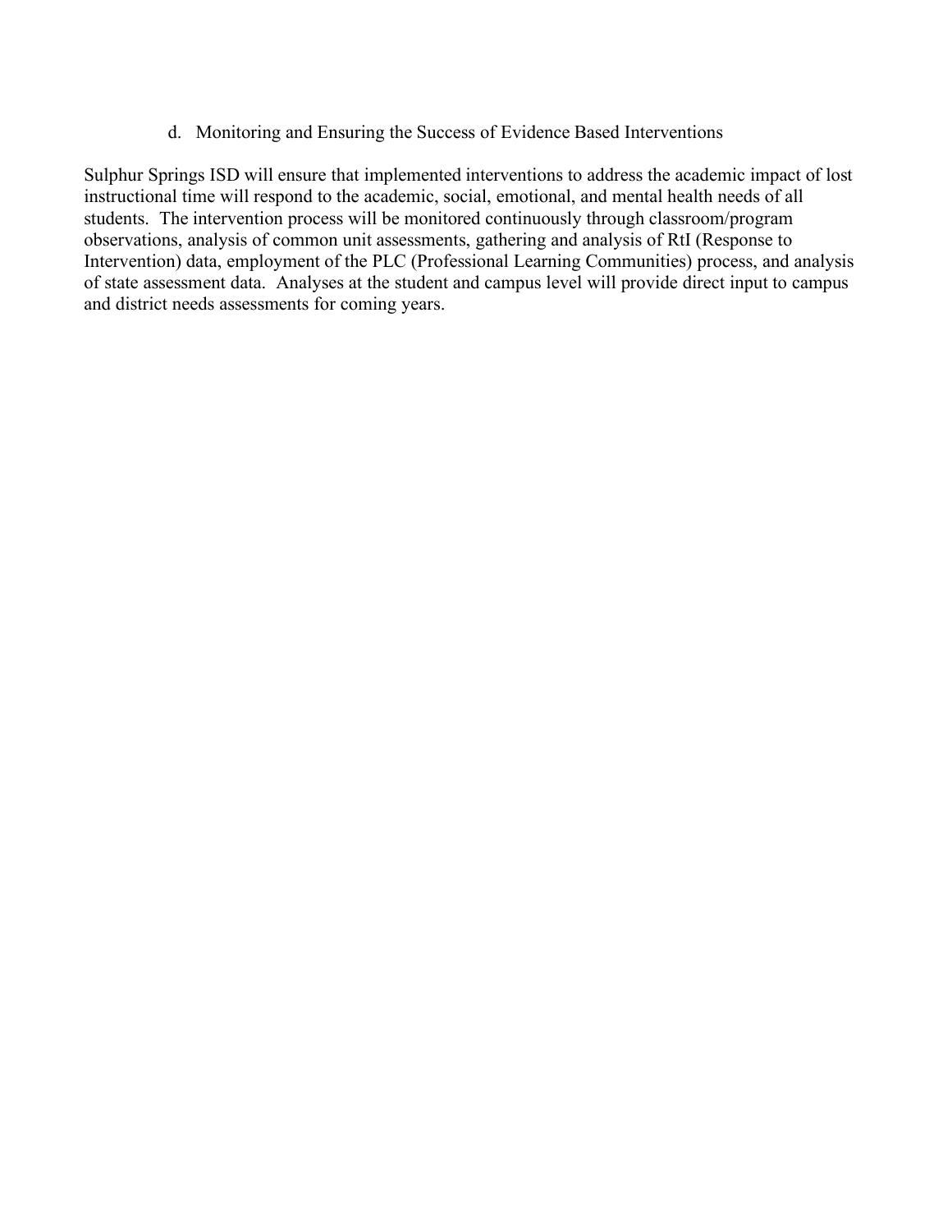d. Monitoring and Ensuring the Success of Evidence Based Interventions

Sulphur Springs ISD will ensure that implemented interventions to address the academic impact of lost instructional time will respond to the academic, social, emotional, and mental health needs of all students. The intervention process will be monitored continuously through classroom/program observations, analysis of common unit assessments, gathering and analysis of RtI (Response to Intervention) data, employment of the PLC (Professional Learning Communities) process, and analysis of state assessment data. Analyses at the student and campus level will provide direct input to campus and district needs assessments for coming years.